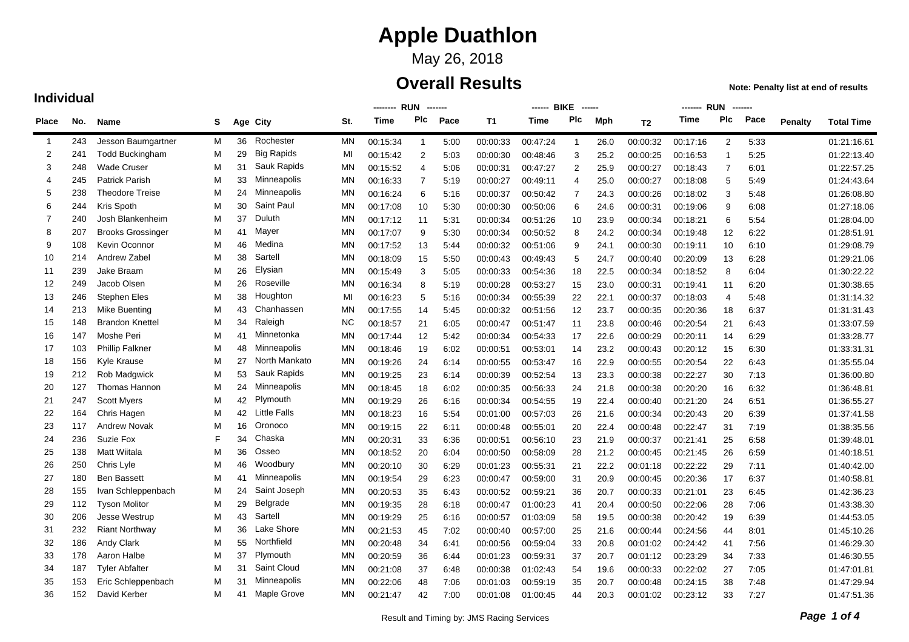# Apple Duathlon

May 26, 2018

## Overall Results

**Note: Penalty list at end of results**

### Individual

| Place | No. | Name | S | Age | City | St. | RUN Time | RUN Plc | RUN Pace | T1 | BIKE Time | BIKE Plc | BIKE Mph | T2 | RUN Time | RUN Plc | RUN Pace | Penalty | Total Time |
|---|---|---|---|---|---|---|---|---|---|---|---|---|---|---|---|---|---|---|---|
| 1 | 243 | Jesson Baumgartner | M | 36 | Rochester | MN | 00:15:34 | 1 | 5:00 | 00:00:33 | 00:47:24 | 1 | 26.0 | 00:00:32 | 00:17:16 | 2 | 5:33 | | 01:21:16.61 |
| 2 | 241 | Todd Buckingham | M | 29 | Big Rapids | MI | 00:15:42 | 2 | 5:03 | 00:00:30 | 00:48:46 | 3 | 25.2 | 00:00:25 | 00:16:53 | 1 | 5:25 | | 01:22:13.40 |
| 3 | 248 | Wade Cruser | M | 31 | Sauk Rapids | MN | 00:15:52 | 4 | 5:06 | 00:00:31 | 00:47:27 | 2 | 25.9 | 00:00:27 | 00:18:43 | 7 | 6:01 | | 01:22:57.25 |
| 4 | 245 | Patrick Parish | M | 33 | Minneapolis | MN | 00:16:33 | 7 | 5:19 | 00:00:27 | 00:49:11 | 4 | 25.0 | 00:00:27 | 00:18:08 | 5 | 5:49 | | 01:24:43.64 |
| 5 | 238 | Theodore Treise | M | 24 | Minneapolis | MN | 00:16:24 | 6 | 5:16 | 00:00:37 | 00:50:42 | 7 | 24.3 | 00:00:26 | 00:18:02 | 3 | 5:48 | | 01:26:08.80 |
| 6 | 244 | Kris Spoth | M | 30 | Saint Paul | MN | 00:17:08 | 10 | 5:30 | 00:00:30 | 00:50:06 | 6 | 24.6 | 00:00:31 | 00:19:06 | 9 | 6:08 | | 01:27:18.06 |
| 7 | 240 | Josh Blankenheim | M | 37 | Duluth | MN | 00:17:12 | 11 | 5:31 | 00:00:34 | 00:51:26 | 10 | 23.9 | 00:00:34 | 00:18:21 | 6 | 5:54 | | 01:28:04.00 |
| 8 | 207 | Brooks Grossinger | M | 41 | Mayer | MN | 00:17:07 | 9 | 5:30 | 00:00:34 | 00:50:52 | 8 | 24.2 | 00:00:34 | 00:19:48 | 12 | 6:22 | | 01:28:51.91 |
| 9 | 108 | Kevin Oconnor | M | 46 | Medina | MN | 00:17:52 | 13 | 5:44 | 00:00:32 | 00:51:06 | 9 | 24.1 | 00:00:30 | 00:19:11 | 10 | 6:10 | | 01:29:08.79 |
| 10 | 214 | Andrew Zabel | M | 38 | Sartell | MN | 00:18:09 | 15 | 5:50 | 00:00:43 | 00:49:43 | 5 | 24.7 | 00:00:40 | 00:20:09 | 13 | 6:28 | | 01:29:21.06 |
| 11 | 239 | Jake Braam | M | 26 | Elysian | MN | 00:15:49 | 3 | 5:05 | 00:00:33 | 00:54:36 | 18 | 22.5 | 00:00:34 | 00:18:52 | 8 | 6:04 | | 01:30:22.22 |
| 12 | 249 | Jacob Olsen | M | 26 | Roseville | MN | 00:16:34 | 8 | 5:19 | 00:00:28 | 00:53:27 | 15 | 23.0 | 00:00:31 | 00:19:41 | 11 | 6:20 | | 01:30:38.65 |
| 13 | 246 | Stephen Eles | M | 38 | Houghton | MI | 00:16:23 | 5 | 5:16 | 00:00:34 | 00:55:39 | 22 | 22.1 | 00:00:37 | 00:18:03 | 4 | 5:48 | | 01:31:14.32 |
| 14 | 213 | Mike Buenting | M | 43 | Chanhassen | MN | 00:17:55 | 14 | 5:45 | 00:00:32 | 00:51:56 | 12 | 23.7 | 00:00:35 | 00:20:36 | 18 | 6:37 | | 01:31:31.43 |
| 15 | 148 | Brandon Knettel | M | 34 | Raleigh | NC | 00:18:57 | 21 | 6:05 | 00:00:47 | 00:51:47 | 11 | 23.8 | 00:00:46 | 00:20:54 | 21 | 6:43 | | 01:33:07.59 |
| 16 | 147 | Moshe Peri | M | 41 | Minnetonka | MN | 00:17:44 | 12 | 5:42 | 00:00:34 | 00:54:33 | 17 | 22.6 | 00:00:29 | 00:20:11 | 14 | 6:29 | | 01:33:28.77 |
| 17 | 103 | Phillip Falkner | M | 48 | Minneapolis | MN | 00:18:46 | 19 | 6:02 | 00:00:51 | 00:53:01 | 14 | 23.2 | 00:00:43 | 00:20:12 | 15 | 6:30 | | 01:33:31.31 |
| 18 | 156 | Kyle Krause | M | 27 | North Mankato | MN | 00:19:26 | 24 | 6:14 | 00:00:55 | 00:53:47 | 16 | 22.9 | 00:00:55 | 00:20:54 | 22 | 6:43 | | 01:35:55.04 |
| 19 | 212 | Rob Madgwick | M | 53 | Sauk Rapids | MN | 00:19:25 | 23 | 6:14 | 00:00:39 | 00:52:54 | 13 | 23.3 | 00:00:38 | 00:22:27 | 30 | 7:13 | | 01:36:00.80 |
| 20 | 127 | Thomas Hannon | M | 24 | Minneapolis | MN | 00:18:45 | 18 | 6:02 | 00:00:35 | 00:56:33 | 24 | 21.8 | 00:00:38 | 00:20:20 | 16 | 6:32 | | 01:36:48.81 |
| 21 | 247 | Scott Myers | M | 42 | Plymouth | MN | 00:19:29 | 26 | 6:16 | 00:00:34 | 00:54:55 | 19 | 22.4 | 00:00:40 | 00:21:20 | 24 | 6:51 | | 01:36:55.27 |
| 22 | 164 | Chris Hagen | M | 42 | Little Falls | MN | 00:18:23 | 16 | 5:54 | 00:01:00 | 00:57:03 | 26 | 21.6 | 00:00:34 | 00:20:43 | 20 | 6:39 | | 01:37:41.58 |
| 23 | 117 | Andrew Novak | M | 16 | Oronoco | MN | 00:19:15 | 22 | 6:11 | 00:00:48 | 00:55:01 | 20 | 22.4 | 00:00:48 | 00:22:47 | 31 | 7:19 | | 01:38:35.56 |
| 24 | 236 | Suzie Fox | F | 34 | Chaska | MN | 00:20:31 | 33 | 6:36 | 00:00:51 | 00:56:10 | 23 | 21.9 | 00:00:37 | 00:21:41 | 25 | 6:58 | | 01:39:48.01 |
| 25 | 138 | Matt Wiitala | M | 36 | Osseo | MN | 00:18:52 | 20 | 6:04 | 00:00:50 | 00:58:09 | 28 | 21.2 | 00:00:45 | 00:21:45 | 26 | 6:59 | | 01:40:18.51 |
| 26 | 250 | Chris Lyle | M | 46 | Woodbury | MN | 00:20:10 | 30 | 6:29 | 00:01:23 | 00:55:31 | 21 | 22.2 | 00:01:18 | 00:22:22 | 29 | 7:11 | | 01:40:42.00 |
| 27 | 180 | Ben Bassett | M | 41 | Minneapolis | MN | 00:19:54 | 29 | 6:23 | 00:00:47 | 00:59:00 | 31 | 20.9 | 00:00:45 | 00:20:36 | 17 | 6:37 | | 01:40:58.81 |
| 28 | 155 | Ivan Schleppenbach | M | 24 | Saint Joseph | MN | 00:20:53 | 35 | 6:43 | 00:00:52 | 00:59:21 | 36 | 20.7 | 00:00:33 | 00:21:01 | 23 | 6:45 | | 01:42:36.23 |
| 29 | 112 | Tyson Molitor | M | 29 | Belgrade | MN | 00:19:35 | 28 | 6:18 | 00:00:47 | 01:00:23 | 41 | 20.4 | 00:00:50 | 00:22:06 | 28 | 7:06 | | 01:43:38.30 |
| 30 | 206 | Jesse Westrup | M | 43 | Sartell | MN | 00:19:29 | 25 | 6:16 | 00:00:57 | 01:03:09 | 58 | 19.5 | 00:00:38 | 00:20:42 | 19 | 6:39 | | 01:44:53.05 |
| 31 | 232 | Riant Northway | M | 36 | Lake Shore | MN | 00:21:53 | 45 | 7:02 | 00:00:40 | 00:57:00 | 25 | 21.6 | 00:00:44 | 00:24:56 | 44 | 8:01 | | 01:45:10.26 |
| 32 | 186 | Andy Clark | M | 55 | Northfield | MN | 00:20:48 | 34 | 6:41 | 00:00:56 | 00:59:04 | 33 | 20.8 | 00:01:02 | 00:24:42 | 41 | 7:56 | | 01:46:29.30 |
| 33 | 178 | Aaron Halbe | M | 37 | Plymouth | MN | 00:20:59 | 36 | 6:44 | 00:01:23 | 00:59:31 | 37 | 20.7 | 00:01:12 | 00:23:29 | 34 | 7:33 | | 01:46:30.55 |
| 34 | 187 | Tyler Abfalter | M | 31 | Saint Cloud | MN | 00:21:08 | 37 | 6:48 | 00:00:38 | 01:02:43 | 54 | 19.6 | 00:00:33 | 00:22:02 | 27 | 7:05 | | 01:47:01.81 |
| 35 | 153 | Eric Schleppenbach | M | 31 | Minneapolis | MN | 00:22:06 | 48 | 7:06 | 00:01:03 | 00:59:19 | 35 | 20.7 | 00:00:48 | 00:24:15 | 38 | 7:48 | | 01:47:29.94 |
| 36 | 152 | David Kerber | M | 41 | Maple Grove | MN | 00:21:47 | 42 | 7:00 | 00:01:08 | 01:00:45 | 44 | 20.3 | 00:01:02 | 00:23:12 | 33 | 7:27 | | 01:47:51.36 |

Result and Timing by: JMS Racing Services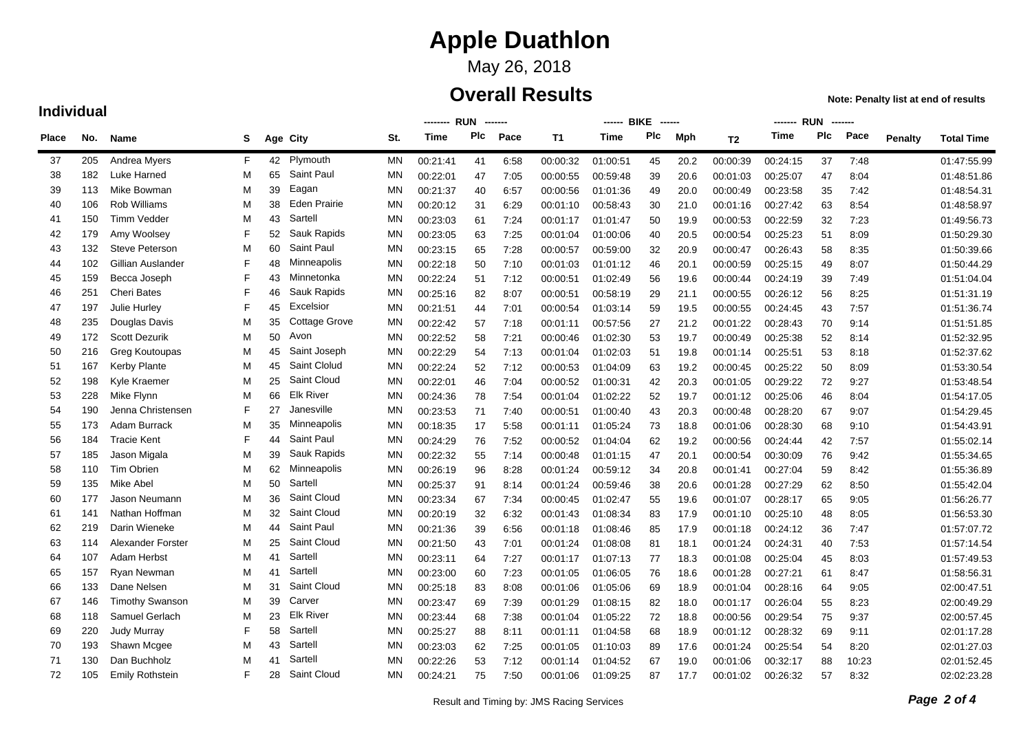# Apple Duathlon

May 26, 2018

## Overall Results

**Note: Penalty list at end of results**

### Individual

| Place | No. | Name | S | Age | City | St. | -------- RUN ------- Time | Plc | Pace | T1 | ------ BIKE ------ Time | Plc | Mph | T2 | ------- RUN ------- Time | Plc | Pace | Penalty | Total Time |
|---|---|---|---|---|---|---|---|---|---|---|---|---|---|---|---|---|---|---|---|
| 37 | 205 | Andrea Myers | F | 42 | Plymouth | MN | 00:21:41 | 41 | 6:58 | 00:00:32 | 01:00:51 | 45 | 20.2 | 00:00:39 | 00:24:15 | 37 | 7:48 | | 01:47:55.99 |
| 38 | 182 | Luke Harned | M | 65 | Saint Paul | MN | 00:22:01 | 47 | 7:05 | 00:00:55 | 00:59:48 | 39 | 20.6 | 00:01:03 | 00:25:07 | 47 | 8:04 | | 01:48:51.86 |
| 39 | 113 | Mike Bowman | M | 39 | Eagan | MN | 00:21:37 | 40 | 6:57 | 00:00:56 | 01:01:36 | 49 | 20.0 | 00:00:49 | 00:23:58 | 35 | 7:42 | | 01:48:54.31 |
| 40 | 106 | Rob Williams | M | 38 | Eden Prairie | MN | 00:20:12 | 31 | 6:29 | 00:01:10 | 00:58:43 | 30 | 21.0 | 00:01:16 | 00:27:42 | 63 | 8:54 | | 01:48:58.97 |
| 41 | 150 | Timm Vedder | M | 43 | Sartell | MN | 00:23:03 | 61 | 7:24 | 00:01:17 | 01:01:47 | 50 | 19.9 | 00:00:53 | 00:22:59 | 32 | 7:23 | | 01:49:56.73 |
| 42 | 179 | Amy Woolsey | F | 52 | Sauk Rapids | MN | 00:23:05 | 63 | 7:25 | 00:01:04 | 01:00:06 | 40 | 20.5 | 00:00:54 | 00:25:23 | 51 | 8:09 | | 01:50:29.30 |
| 43 | 132 | Steve Peterson | M | 60 | Saint Paul | MN | 00:23:15 | 65 | 7:28 | 00:00:57 | 00:59:00 | 32 | 20.9 | 00:00:47 | 00:26:43 | 58 | 8:35 | | 01:50:39.66 |
| 44 | 102 | Gillian Auslander | F | 48 | Minneapolis | MN | 00:22:18 | 50 | 7:10 | 00:01:03 | 01:01:12 | 46 | 20.1 | 00:00:59 | 00:25:15 | 49 | 8:07 | | 01:50:44.29 |
| 45 | 159 | Becca Joseph | F | 43 | Minnetonka | MN | 00:22:24 | 51 | 7:12 | 00:00:51 | 01:02:49 | 56 | 19.6 | 00:00:44 | 00:24:19 | 39 | 7:49 | | 01:51:04.04 |
| 46 | 251 | Cheri Bates | F | 46 | Sauk Rapids | MN | 00:25:16 | 82 | 8:07 | 00:00:51 | 00:58:19 | 29 | 21.1 | 00:00:55 | 00:26:12 | 56 | 8:25 | | 01:51:31.19 |
| 47 | 197 | Julie Hurley | F | 45 | Excelsior | MN | 00:21:51 | 44 | 7:01 | 00:00:54 | 01:03:14 | 59 | 19.5 | 00:00:55 | 00:24:45 | 43 | 7:57 | | 01:51:36.74 |
| 48 | 235 | Douglas Davis | M | 35 | Cottage Grove | MN | 00:22:42 | 57 | 7:18 | 00:01:11 | 00:57:56 | 27 | 21.2 | 00:01:22 | 00:28:43 | 70 | 9:14 | | 01:51:51.85 |
| 49 | 172 | Scott Dezurik | M | 50 | Avon | MN | 00:22:52 | 58 | 7:21 | 00:00:46 | 01:02:30 | 53 | 19.7 | 00:00:49 | 00:25:38 | 52 | 8:14 | | 01:52:32.95 |
| 50 | 216 | Greg Koutoupas | M | 45 | Saint Joseph | MN | 00:22:29 | 54 | 7:13 | 00:01:04 | 01:02:03 | 51 | 19.8 | 00:01:14 | 00:25:51 | 53 | 8:18 | | 01:52:37.62 |
| 51 | 167 | Kerby Plante | M | 45 | Saint Clolud | MN | 00:22:24 | 52 | 7:12 | 00:00:53 | 01:04:09 | 63 | 19.2 | 00:00:45 | 00:25:22 | 50 | 8:09 | | 01:53:30.54 |
| 52 | 198 | Kyle Kraemer | M | 25 | Saint Cloud | MN | 00:22:01 | 46 | 7:04 | 00:00:52 | 01:00:31 | 42 | 20.3 | 00:01:05 | 00:29:22 | 72 | 9:27 | | 01:53:48.54 |
| 53 | 228 | Mike Flynn | M | 66 | Elk River | MN | 00:24:36 | 78 | 7:54 | 00:01:04 | 01:02:22 | 52 | 19.7 | 00:01:12 | 00:25:06 | 46 | 8:04 | | 01:54:17.05 |
| 54 | 190 | Jenna Christensen | F | 27 | Janesville | MN | 00:23:53 | 71 | 7:40 | 00:00:51 | 01:00:40 | 43 | 20.3 | 00:00:48 | 00:28:20 | 67 | 9:07 | | 01:54:29.45 |
| 55 | 173 | Adam Burrack | M | 35 | Minneapolis | MN | 00:18:35 | 17 | 5:58 | 00:01:11 | 01:05:24 | 73 | 18.8 | 00:01:06 | 00:28:30 | 68 | 9:10 | | 01:54:43.91 |
| 56 | 184 | Tracie Kent | F | 44 | Saint Paul | MN | 00:24:29 | 76 | 7:52 | 00:00:52 | 01:04:04 | 62 | 19.2 | 00:00:56 | 00:24:44 | 42 | 7:57 | | 01:55:02.14 |
| 57 | 185 | Jason Migala | M | 39 | Sauk Rapids | MN | 00:22:32 | 55 | 7:14 | 00:00:48 | 01:01:15 | 47 | 20.1 | 00:00:54 | 00:30:09 | 76 | 9:42 | | 01:55:34.65 |
| 58 | 110 | Tim Obrien | M | 62 | Minneapolis | MN | 00:26:19 | 96 | 8:28 | 00:01:24 | 00:59:12 | 34 | 20.8 | 00:01:41 | 00:27:04 | 59 | 8:42 | | 01:55:36.89 |
| 59 | 135 | Mike Abel | M | 50 | Sartell | MN | 00:25:37 | 91 | 8:14 | 00:01:24 | 00:59:46 | 38 | 20.6 | 00:01:28 | 00:27:29 | 62 | 8:50 | | 01:55:42.04 |
| 60 | 177 | Jason Neumann | M | 36 | Saint Cloud | MN | 00:23:34 | 67 | 7:34 | 00:00:45 | 01:02:47 | 55 | 19.6 | 00:01:07 | 00:28:17 | 65 | 9:05 | | 01:56:26.77 |
| 61 | 141 | Nathan Hoffman | M | 32 | Saint Cloud | MN | 00:20:19 | 32 | 6:32 | 00:01:43 | 01:08:34 | 83 | 17.9 | 00:01:10 | 00:25:10 | 48 | 8:05 | | 01:56:53.30 |
| 62 | 219 | Darin Wieneke | M | 44 | Saint Paul | MN | 00:21:36 | 39 | 6:56 | 00:01:18 | 01:08:46 | 85 | 17.9 | 00:01:18 | 00:24:12 | 36 | 7:47 | | 01:57:07.72 |
| 63 | 114 | Alexander Forster | M | 25 | Saint Cloud | MN | 00:21:50 | 43 | 7:01 | 00:01:24 | 01:08:08 | 81 | 18.1 | 00:01:24 | 00:24:31 | 40 | 7:53 | | 01:57:14.54 |
| 64 | 107 | Adam Herbst | M | 41 | Sartell | MN | 00:23:11 | 64 | 7:27 | 00:01:17 | 01:07:13 | 77 | 18.3 | 00:01:08 | 00:25:04 | 45 | 8:03 | | 01:57:49.53 |
| 65 | 157 | Ryan Newman | M | 41 | Sartell | MN | 00:23:00 | 60 | 7:23 | 00:01:05 | 01:06:05 | 76 | 18.6 | 00:01:28 | 00:27:21 | 61 | 8:47 | | 01:58:56.31 |
| 66 | 133 | Dane Nelsen | M | 31 | Saint Cloud | MN | 00:25:18 | 83 | 8:08 | 00:01:06 | 01:05:06 | 69 | 18.9 | 00:01:04 | 00:28:16 | 64 | 9:05 | | 02:00:47.51 |
| 67 | 146 | Timothy Swanson | M | 39 | Carver | MN | 00:23:47 | 69 | 7:39 | 00:01:29 | 01:08:15 | 82 | 18.0 | 00:01:17 | 00:26:04 | 55 | 8:23 | | 02:00:49.29 |
| 68 | 118 | Samuel Gerlach | M | 23 | Elk River | MN | 00:23:44 | 68 | 7:38 | 00:01:04 | 01:05:22 | 72 | 18.8 | 00:00:56 | 00:29:54 | 75 | 9:37 | | 02:00:57.45 |
| 69 | 220 | Judy Murray | F | 58 | Sartell | MN | 00:25:27 | 88 | 8:11 | 00:01:11 | 01:04:58 | 68 | 18.9 | 00:01:12 | 00:28:32 | 69 | 9:11 | | 02:01:17.28 |
| 70 | 193 | Shawn Mcgee | M | 43 | Sartell | MN | 00:23:03 | 62 | 7:25 | 00:01:05 | 01:10:03 | 89 | 17.6 | 00:01:24 | 00:25:54 | 54 | 8:20 | | 02:01:27.03 |
| 71 | 130 | Dan Buchholz | M | 41 | Sartell | MN | 00:22:26 | 53 | 7:12 | 00:01:14 | 01:04:52 | 67 | 19.0 | 00:01:06 | 00:32:17 | 88 | 10:23 | | 02:01:52.45 |
| 72 | 105 | Emily Rothstein | F | 28 | Saint Cloud | MN | 00:24:21 | 75 | 7:50 | 00:01:06 | 01:09:25 | 87 | 17.7 | 00:01:02 | 00:26:32 | 57 | 8:32 | | 02:02:23.28 |

Result and Timing by: JMS Racing Services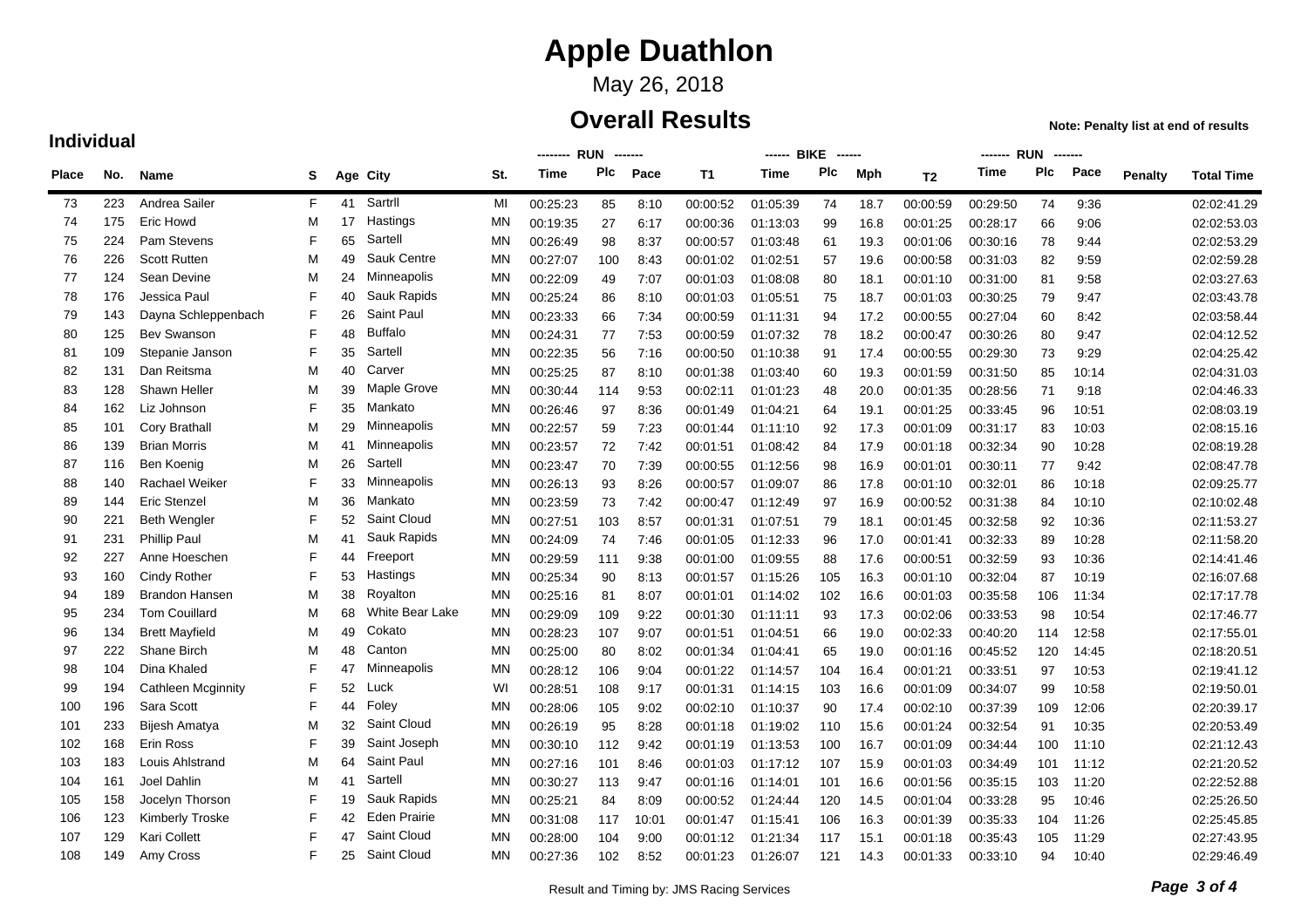# Apple Duathlon

May 26, 2018

## Overall Results

**Note: Penalty list at end of results**

### Individual

| Place | No. | Name | S | Age | City | St. | RUN Time | Plc | Pace | T1 | BIKE Time | Plc | Mph | T2 | RUN Time | Plc | Pace | Penalty | Total Time |
|---|---|---|---|---|---|---|---|---|---|---|---|---|---|---|---|---|---|---|---|
| 73 | 223 | Andrea Sailer | F | 41 | Sartrll | MI | 00:25:23 | 85 | 8:10 | 00:00:52 | 01:05:39 | 74 | 18.7 | 00:00:59 | 00:29:50 | 74 | 9:36 | | 02:02:41.29 |
| 74 | 175 | Eric Howd | M | 17 | Hastings | MN | 00:19:35 | 27 | 6:17 | 00:00:36 | 01:13:03 | 99 | 16.8 | 00:01:25 | 00:28:17 | 66 | 9:06 | | 02:02:53.03 |
| 75 | 224 | Pam Stevens | F | 65 | Sartell | MN | 00:26:49 | 98 | 8:37 | 00:00:57 | 01:03:48 | 61 | 19.3 | 00:01:06 | 00:30:16 | 78 | 9:44 | | 02:02:53.29 |
| 76 | 226 | Scott Rutten | M | 49 | Sauk Centre | MN | 00:27:07 | 100 | 8:43 | 00:01:02 | 01:02:51 | 57 | 19.6 | 00:00:58 | 00:31:03 | 82 | 9:59 | | 02:02:59.28 |
| 77 | 124 | Sean Devine | M | 24 | Minneapolis | MN | 00:22:09 | 49 | 7:07 | 00:01:03 | 01:08:08 | 80 | 18.1 | 00:01:10 | 00:31:00 | 81 | 9:58 | | 02:03:27.63 |
| 78 | 176 | Jessica Paul | F | 40 | Sauk Rapids | MN | 00:25:24 | 86 | 8:10 | 00:01:03 | 01:05:51 | 75 | 18.7 | 00:01:03 | 00:30:25 | 79 | 9:47 | | 02:03:43.78 |
| 79 | 143 | Dayna Schleppenbach | F | 26 | Saint Paul | MN | 00:23:33 | 66 | 7:34 | 00:00:59 | 01:11:31 | 94 | 17.2 | 00:00:55 | 00:27:04 | 60 | 8:42 | | 02:03:58.44 |
| 80 | 125 | Bev Swanson | F | 48 | Buffalo | MN | 00:24:31 | 77 | 7:53 | 00:00:59 | 01:07:32 | 78 | 18.2 | 00:00:47 | 00:30:26 | 80 | 9:47 | | 02:04:12.52 |
| 81 | 109 | Stepanie Janson | F | 35 | Sartell | MN | 00:22:35 | 56 | 7:16 | 00:00:50 | 01:10:38 | 91 | 17.4 | 00:00:55 | 00:29:30 | 73 | 9:29 | | 02:04:25.42 |
| 82 | 131 | Dan Reitsma | M | 40 | Carver | MN | 00:25:25 | 87 | 8:10 | 00:01:38 | 01:03:40 | 60 | 19.3 | 00:01:59 | 00:31:50 | 85 | 10:14 | | 02:04:31.03 |
| 83 | 128 | Shawn Heller | M | 39 | Maple Grove | MN | 00:30:44 | 114 | 9:53 | 00:02:11 | 01:01:23 | 48 | 20.0 | 00:01:35 | 00:28:56 | 71 | 9:18 | | 02:04:46.33 |
| 84 | 162 | Liz Johnson | F | 35 | Mankato | MN | 00:26:46 | 97 | 8:36 | 00:01:49 | 01:04:21 | 64 | 19.1 | 00:01:25 | 00:33:45 | 96 | 10:51 | | 02:08:03.19 |
| 85 | 101 | Cory Brathall | M | 29 | Minneapolis | MN | 00:22:57 | 59 | 7:23 | 00:01:44 | 01:11:10 | 92 | 17.3 | 00:01:09 | 00:31:17 | 83 | 10:03 | | 02:08:15.16 |
| 86 | 139 | Brian Morris | M | 41 | Minneapolis | MN | 00:23:57 | 72 | 7:42 | 00:01:51 | 01:08:42 | 84 | 17.9 | 00:01:18 | 00:32:34 | 90 | 10:28 | | 02:08:19.28 |
| 87 | 116 | Ben Koenig | M | 26 | Sartell | MN | 00:23:47 | 70 | 7:39 | 00:00:55 | 01:12:56 | 98 | 16.9 | 00:01:01 | 00:30:11 | 77 | 9:42 | | 02:08:47.78 |
| 88 | 140 | Rachael Weiker | F | 33 | Minneapolis | MN | 00:26:13 | 93 | 8:26 | 00:00:57 | 01:09:07 | 86 | 17.8 | 00:01:10 | 00:32:01 | 86 | 10:18 | | 02:09:25.77 |
| 89 | 144 | Eric Stenzel | M | 36 | Mankato | MN | 00:23:59 | 73 | 7:42 | 00:00:47 | 01:12:49 | 97 | 16.9 | 00:00:52 | 00:31:38 | 84 | 10:10 | | 02:10:02.48 |
| 90 | 221 | Beth Wengler | F | 52 | Saint Cloud | MN | 00:27:51 | 103 | 8:57 | 00:01:31 | 01:07:51 | 79 | 18.1 | 00:01:45 | 00:32:58 | 92 | 10:36 | | 02:11:53.27 |
| 91 | 231 | Phillip Paul | M | 41 | Sauk Rapids | MN | 00:24:09 | 74 | 7:46 | 00:01:05 | 01:12:33 | 96 | 17.0 | 00:01:41 | 00:32:33 | 89 | 10:28 | | 02:11:58.20 |
| 92 | 227 | Anne Hoeschen | F | 44 | Freeport | MN | 00:29:59 | 111 | 9:38 | 00:01:00 | 01:09:55 | 88 | 17.6 | 00:00:51 | 00:32:59 | 93 | 10:36 | | 02:14:41.46 |
| 93 | 160 | Cindy Rother | F | 53 | Hastings | MN | 00:25:34 | 90 | 8:13 | 00:01:57 | 01:15:26 | 105 | 16.3 | 00:01:10 | 00:32:04 | 87 | 10:19 | | 02:16:07.68 |
| 94 | 189 | Brandon Hansen | M | 38 | Royalton | MN | 00:25:16 | 81 | 8:07 | 00:01:01 | 01:14:02 | 102 | 16.6 | 00:01:03 | 00:35:58 | 106 | 11:34 | | 02:17:17.78 |
| 95 | 234 | Tom Couillard | M | 68 | White Bear Lake | MN | 00:29:09 | 109 | 9:22 | 00:01:30 | 01:11:11 | 93 | 17.3 | 00:02:06 | 00:33:53 | 98 | 10:54 | | 02:17:46.77 |
| 96 | 134 | Brett Mayfield | M | 49 | Cokato | MN | 00:28:23 | 107 | 9:07 | 00:01:51 | 01:04:51 | 66 | 19.0 | 00:02:33 | 00:40:20 | 114 | 12:58 | | 02:17:55.01 |
| 97 | 222 | Shane Birch | M | 48 | Canton | MN | 00:25:00 | 80 | 8:02 | 00:01:34 | 01:04:41 | 65 | 19.0 | 00:01:16 | 00:45:52 | 120 | 14:45 | | 02:18:20.51 |
| 98 | 104 | Dina Khaled | F | 47 | Minneapolis | MN | 00:28:12 | 106 | 9:04 | 00:01:22 | 01:14:57 | 104 | 16.4 | 00:01:21 | 00:33:51 | 97 | 10:53 | | 02:19:41.12 |
| 99 | 194 | Cathleen Mcginnity | F | 52 | Luck | WI | 00:28:51 | 108 | 9:17 | 00:01:31 | 01:14:15 | 103 | 16.6 | 00:01:09 | 00:34:07 | 99 | 10:58 | | 02:19:50.01 |
| 100 | 196 | Sara Scott | F | 44 | Foley | MN | 00:28:06 | 105 | 9:02 | 00:02:10 | 01:10:37 | 90 | 17.4 | 00:02:10 | 00:37:39 | 109 | 12:06 | | 02:20:39.17 |
| 101 | 233 | Bijesh Amatya | M | 32 | Saint Cloud | MN | 00:26:19 | 95 | 8:28 | 00:01:18 | 01:19:02 | 110 | 15.6 | 00:01:24 | 00:32:54 | 91 | 10:35 | | 02:20:53.49 |
| 102 | 168 | Erin Ross | F | 39 | Saint Joseph | MN | 00:30:10 | 112 | 9:42 | 00:01:19 | 01:13:53 | 100 | 16.7 | 00:01:09 | 00:34:44 | 100 | 11:10 | | 02:21:12.43 |
| 103 | 183 | Louis Ahlstrand | M | 64 | Saint Paul | MN | 00:27:16 | 101 | 8:46 | 00:01:03 | 01:17:12 | 107 | 15.9 | 00:01:03 | 00:34:49 | 101 | 11:12 | | 02:21:20.52 |
| 104 | 161 | Joel Dahlin | M | 41 | Sartell | MN | 00:30:27 | 113 | 9:47 | 00:01:16 | 01:14:01 | 101 | 16.6 | 00:01:56 | 00:35:15 | 103 | 11:20 | | 02:22:52.88 |
| 105 | 158 | Jocelyn Thorson | F | 19 | Sauk Rapids | MN | 00:25:21 | 84 | 8:09 | 00:00:52 | 01:24:44 | 120 | 14.5 | 00:01:04 | 00:33:28 | 95 | 10:46 | | 02:25:26.50 |
| 106 | 123 | Kimberly Troske | F | 42 | Eden Prairie | MN | 00:31:08 | 117 | 10:01 | 00:01:47 | 01:15:41 | 106 | 16.3 | 00:01:39 | 00:35:33 | 104 | 11:26 | | 02:25:45.85 |
| 107 | 129 | Kari Collett | F | 47 | Saint Cloud | MN | 00:28:00 | 104 | 9:00 | 00:01:12 | 01:21:34 | 117 | 15.1 | 00:01:18 | 00:35:43 | 105 | 11:29 | | 02:27:43.95 |
| 108 | 149 | Amy Cross | F | 25 | Saint Cloud | MN | 00:27:36 | 102 | 8:52 | 00:01:23 | 01:26:07 | 121 | 14.3 | 00:01:33 | 00:33:10 | 94 | 10:40 | | 02:29:46.49 |

Result and Timing by: JMS Racing Services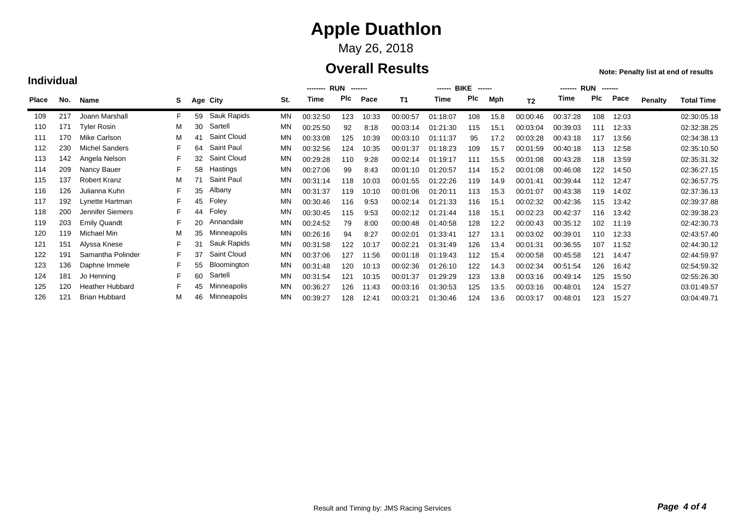# Apple Duathlon

May 26, 2018

## Overall Results

**Note: Penalty list at end of results**

### Individual

| | | | | | | | -------- RUN ------- | | | | ------ BIKE ------ | | | | ------- RUN ------- | | | | |
|---|---|---|---|---|---|---|---|---|---|---|---|---|---|---|---|---|---|---|---|
| **Place** | **No.** | **Name** | **S** | **Age** | **City** | **St.** | **Time** | **Plc** | **Pace** | **T1** | **Time** | **Plc** | **Mph** | **T2** | **Time** | **Plc** | **Pace** | **Penalty** | **Total Time** |
| 109 | 217 | Joann Marshall | F | 59 | Sauk Rapids | MN | 00:32:50 | 123 | 10:33 | 00:00:57 | 01:18:07 | 108 | 15.8 | 00:00:46 | 00:37:28 | 108 | 12:03 | | 02:30:05.18 |
| 110 | 171 | Tyler Rosin | M | 30 | Sartell | MN | 00:25:50 | 92 | 8:18 | 00:03:14 | 01:21:30 | 115 | 15.1 | 00:03:04 | 00:39:03 | 111 | 12:33 | | 02:32:38.25 |
| 111 | 170 | Mike Carlson | M | 41 | Saint Cloud | MN | 00:33:08 | 125 | 10:39 | 00:03:10 | 01:11:37 | 95 | 17.2 | 00:03:28 | 00:43:18 | 117 | 13:56 | | 02:34:38.13 |
| 112 | 230 | Michel Sanders | F | 64 | Saint Paul | MN | 00:32:56 | 124 | 10:35 | 00:01:37 | 01:18:23 | 109 | 15.7 | 00:01:59 | 00:40:18 | 113 | 12:58 | | 02:35:10.50 |
| 113 | 142 | Angela Nelson | F | 32 | Saint Cloud | MN | 00:29:28 | 110 | 9:28 | 00:02:14 | 01:19:17 | 111 | 15.5 | 00:01:08 | 00:43:28 | 118 | 13:59 | | 02:35:31.32 |
| 114 | 209 | Nancy Bauer | F | 58 | Hastings | MN | 00:27:06 | 99 | 8:43 | 00:01:10 | 01:20:57 | 114 | 15.2 | 00:01:08 | 00:46:08 | 122 | 14:50 | | 02:36:27.15 |
| 115 | 137 | Robert Kranz | M | 71 | Saint Paul | MN | 00:31:14 | 118 | 10:03 | 00:01:55 | 01:22:26 | 119 | 14.9 | 00:01:41 | 00:39:44 | 112 | 12:47 | | 02:36:57.75 |
| 116 | 126 | Julianna Kuhn | F | 35 | Albany | MN | 00:31:37 | 119 | 10:10 | 00:01:06 | 01:20:11 | 113 | 15.3 | 00:01:07 | 00:43:38 | 119 | 14:02 | | 02:37:36.13 |
| 117 | 192 | Lynette Hartman | F | 45 | Foley | MN | 00:30:46 | 116 | 9:53 | 00:02:14 | 01:21:33 | 116 | 15.1 | 00:02:32 | 00:42:36 | 115 | 13:42 | | 02:39:37.88 |
| 118 | 200 | Jennifer Siemers | F | 44 | Foley | MN | 00:30:45 | 115 | 9:53 | 00:02:12 | 01:21:44 | 118 | 15.1 | 00:02:23 | 00:42:37 | 116 | 13:42 | | 02:39:38.23 |
| 119 | 203 | Emily Quandt | F | 20 | Annandale | MN | 00:24:52 | 79 | 8:00 | 00:00:48 | 01:40:58 | 128 | 12.2 | 00:00:43 | 00:35:12 | 102 | 11:19 | | 02:42:30.73 |
| 120 | 119 | Michael Min | M | 35 | Minneapolis | MN | 00:26:16 | 94 | 8:27 | 00:02:01 | 01:33:41 | 127 | 13.1 | 00:03:02 | 00:39:01 | 110 | 12:33 | | 02:43:57.40 |
| 121 | 151 | Alyssa Knese | F | 31 | Sauk Rapids | MN | 00:31:58 | 122 | 10:17 | 00:02:21 | 01:31:49 | 126 | 13.4 | 00:01:31 | 00:36:55 | 107 | 11:52 | | 02:44:30.12 |
| 122 | 191 | Samantha Polinder | F | 37 | Saint Cloud | MN | 00:37:06 | 127 | 11:56 | 00:01:18 | 01:19:43 | 112 | 15.4 | 00:00:58 | 00:45:58 | 121 | 14:47 | | 02:44:59.97 |
| 123 | 136 | Daphne Immele | F | 55 | Bloomington | MN | 00:31:48 | 120 | 10:13 | 00:02:36 | 01:26:10 | 122 | 14.3 | 00:02:34 | 00:51:54 | 126 | 16:42 | | 02:54:59.32 |
| 124 | 181 | Jo Henning | F | 60 | Sartell | MN | 00:31:54 | 121 | 10:15 | 00:01:37 | 01:29:29 | 123 | 13.8 | 00:03:16 | 00:49:14 | 125 | 15:50 | | 02:55:26.30 |
| 125 | 120 | Heather Hubbard | F | 45 | Minneapolis | MN | 00:36:27 | 126 | 11:43 | 00:03:16 | 01:30:53 | 125 | 13.5 | 00:03:16 | 00:48:01 | 124 | 15:27 | | 03:01:49.57 |
| 126 | 121 | Brian Hubbard | M | 46 | Minneapolis | MN | 00:39:27 | 128 | 12:41 | 00:03:21 | 01:30:46 | 124 | 13.6 | 00:03:17 | 00:48:01 | 123 | 15:27 | | 03:04:49.71 |

Result and Timing by: JMS Racing Services